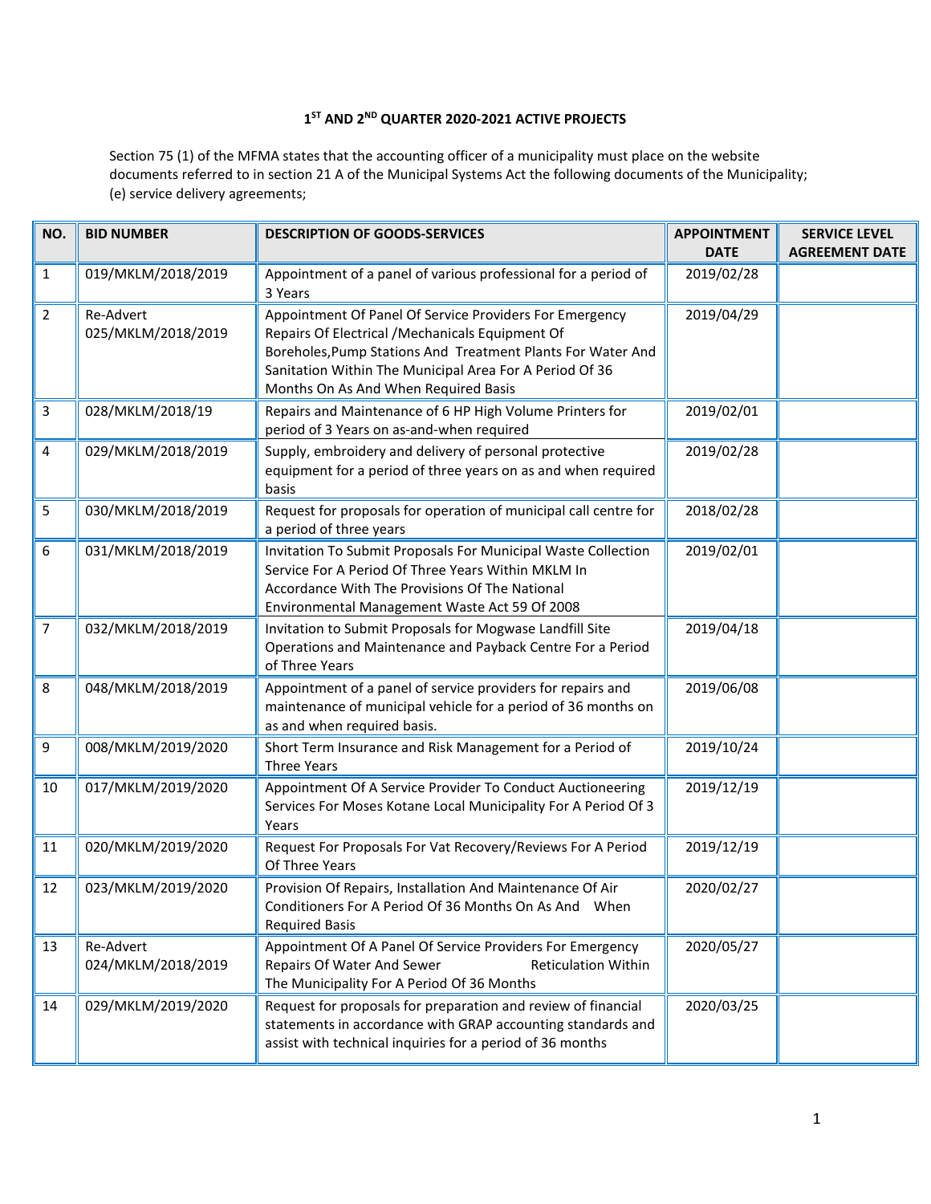### 1[ST] AND 2[ND] QUARTER 2020-2021 ACTIVE PROJECTS

Section 75 (1) of the MFMA states that the accounting officer of a municipality must place on the website documents referred to in section 21 A of the Municipal Systems Act the following documents of the Municipality; (e) service delivery agreements;

| NO. | BID NUMBER | DESCRIPTION OF GOODS-SERVICES | APPOINTMENT DATE | SERVICE LEVEL AGREEMENT DATE |
|---|---|---|---|---|
| 1 | 019/MKLM/2018/2019 | Appointment of a panel of various professional for a period of 3 Years | 2019/02/28 | |
| 2 | Re-Advert 025/MKLM/2018/2019 | Appointment Of Panel Of Service Providers For Emergency Repairs Of Electrical /Mechanicals Equipment Of Boreholes,Pump Stations And Treatment Plants For Water And Sanitation Within The Municipal Area For A Period Of 36 Months On As And When Required Basis | 2019/04/29 | |
| 3 | 028/MKLM/2018/19 | Repairs and Maintenance of 6 HP High Volume Printers for period of 3 Years on as-and-when required | 2019/02/01 | |
| 4 | 029/MKLM/2018/2019 | Supply, embroidery and delivery of personal protective equipment for a period of three years on as and when required basis | 2019/02/28 | |
| 5 | 030/MKLM/2018/2019 | Request for proposals for operation of municipal call centre for a period of three years | 2018/02/28 | |
| 6 | 031/MKLM/2018/2019 | Invitation To Submit Proposals For Municipal Waste Collection Service For A Period Of Three Years Within MKLM In Accordance With The Provisions Of The National Environmental Management Waste Act 59 Of 2008 | 2019/02/01 | |
| 7 | 032/MKLM/2018/2019 | Invitation to Submit Proposals for Mogwase Landfill Site Operations and Maintenance and Payback Centre For a Period of Three Years | 2019/04/18 | |
| 8 | 048/MKLM/2018/2019 | Appointment of a panel of service providers for repairs and maintenance of municipal vehicle for a period of 36 months on as and when required basis. | 2019/06/08 | |
| 9 | 008/MKLM/2019/2020 | Short Term Insurance and Risk Management for a Period of Three Years | 2019/10/24 | |
| 10 | 017/MKLM/2019/2020 | Appointment Of A Service Provider To Conduct Auctioneering Services For Moses Kotane Local Municipality For A Period Of 3 Years | 2019/12/19 | |
| 11 | 020/MKLM/2019/2020 | Request For Proposals For Vat Recovery/Reviews For A Period Of Three Years | 2019/12/19 | |
| 12 | 023/MKLM/2019/2020 | Provision Of Repairs, Installation And Maintenance Of Air Conditioners For A Period Of 36 Months On As And When Required Basis | 2020/02/27 | |
| 13 | Re-Advert 024/MKLM/2018/2019 | Appointment Of A Panel Of Service Providers For Emergency Repairs Of Water And Sewer Reticulation Within The Municipality For A Period Of 36 Months | 2020/05/27 | |
| 14 | 029/MKLM/2019/2020 | Request for proposals for preparation and review of financial statements in accordance with GRAP accounting standards and assist with technical inquiries for a period of 36 months | 2020/03/25 | |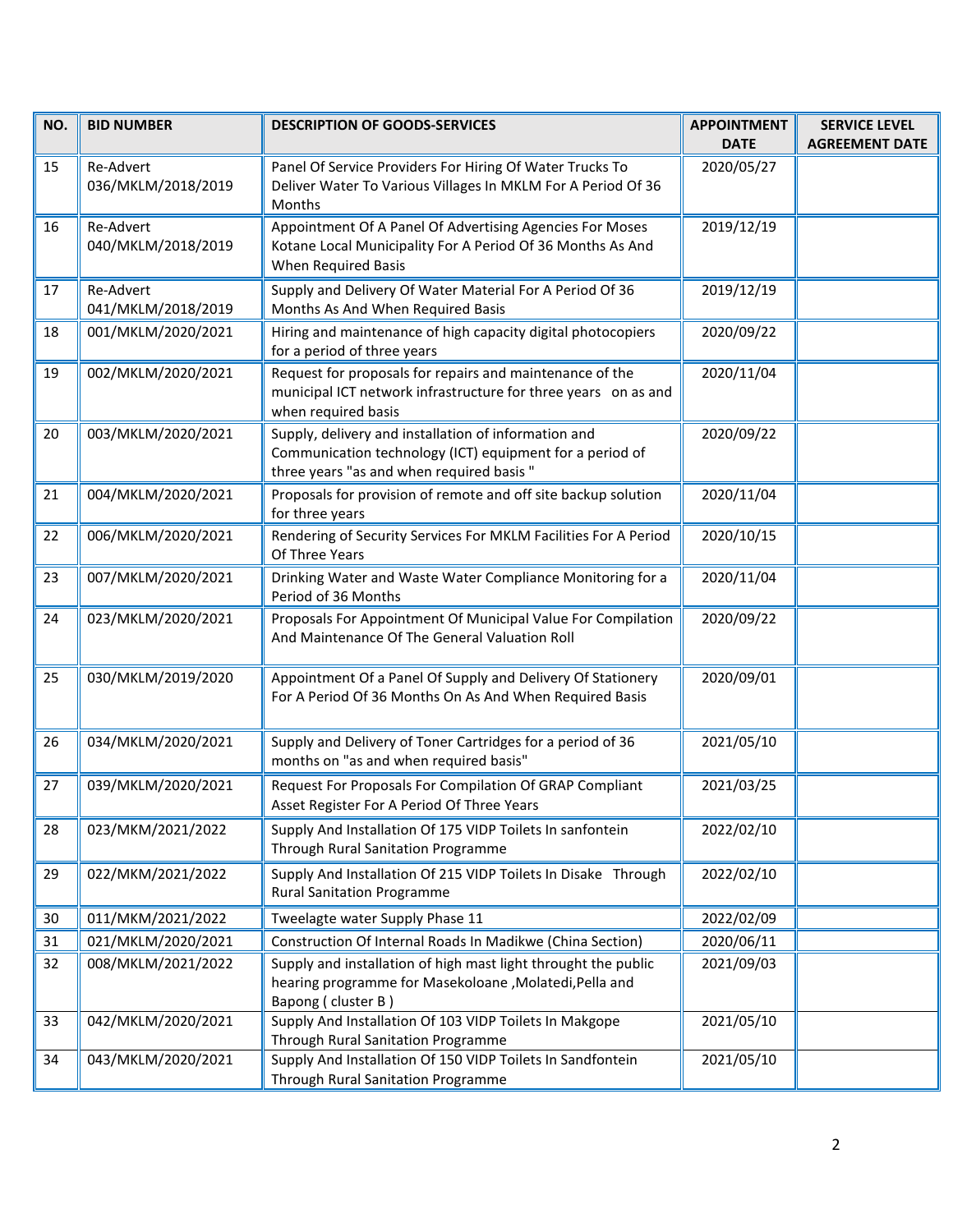| NO. | BID NUMBER | DESCRIPTION OF GOODS-SERVICES | APPOINTMENT DATE | SERVICE LEVEL AGREEMENT DATE |
|---|---|---|---|---|
| 15 | Re-Advert 036/MKLM/2018/2019 | Panel Of Service Providers For Hiring Of Water Trucks To Deliver Water To Various Villages In MKLM For A Period Of 36 Months | 2020/05/27 | |
| 16 | Re-Advert 040/MKLM/2018/2019 | Appointment Of A Panel Of Advertising Agencies For Moses Kotane Local Municipality For A Period Of 36 Months As And When Required Basis | 2019/12/19 | |
| 17 | Re-Advert 041/MKLM/2018/2019 | Supply and Delivery Of Water Material For A Period Of 36 Months As And When Required Basis | 2019/12/19 | |
| 18 | 001/MKLM/2020/2021 | Hiring and maintenance of high capacity digital photocopiers for a period of three years | 2020/09/22 | |
| 19 | 002/MKLM/2020/2021 | Request for proposals for repairs and maintenance of the municipal ICT network infrastructure for three years on as and when required basis | 2020/11/04 | |
| 20 | 003/MKLM/2020/2021 | Supply, delivery and installation of information and Communication technology (ICT) equipment for a period of three years "as and when required basis " | 2020/09/22 | |
| 21 | 004/MKLM/2020/2021 | Proposals for provision of remote and off site backup solution for three years | 2020/11/04 | |
| 22 | 006/MKLM/2020/2021 | Rendering of Security Services For MKLM Facilities For A Period Of Three Years | 2020/10/15 | |
| 23 | 007/MKLM/2020/2021 | Drinking Water and Waste Water Compliance Monitoring for a Period of 36 Months | 2020/11/04 | |
| 24 | 023/MKLM/2020/2021 | Proposals For Appointment Of Municipal Value For Compilation And Maintenance Of The General Valuation Roll | 2020/09/22 | |
| 25 | 030/MKLM/2019/2020 | Appointment Of a Panel Of Supply and Delivery Of Stationery For A Period Of 36 Months On As And When Required Basis | 2020/09/01 | |
| 26 | 034/MKLM/2020/2021 | Supply and Delivery of Toner Cartridges for a period of 36 months on "as and when required basis" | 2021/05/10 | |
| 27 | 039/MKLM/2020/2021 | Request For Proposals For Compilation Of GRAP Compliant Asset Register For A Period Of Three Years | 2021/03/25 | |
| 28 | 023/MKM/2021/2022 | Supply And Installation Of 175 VIDP Toilets In sanfontein Through Rural Sanitation Programme | 2022/02/10 | |
| 29 | 022/MKM/2021/2022 | Supply And Installation Of 215 VIDP Toilets In Disake Through Rural Sanitation Programme | 2022/02/10 | |
| 30 | 011/MKM/2021/2022 | Tweelagte water Supply Phase 11 | 2022/02/09 | |
| 31 | 021/MKLM/2020/2021 | Construction Of Internal Roads In Madikwe (China Section) | 2020/06/11 | |
| 32 | 008/MKLM/2021/2022 | Supply and installation of high mast light throught the public hearing programme for Masekoloane ,Molatedi,Pella and Bapong ( cluster B ) | 2021/09/03 | |
| 33 | 042/MKLM/2020/2021 | Supply And Installation Of 103 VIDP Toilets In Makgope Through Rural Sanitation Programme | 2021/05/10 | |
| 34 | 043/MKLM/2020/2021 | Supply And Installation Of 150 VIDP Toilets In Sandfontein Through Rural Sanitation Programme | 2021/05/10 | |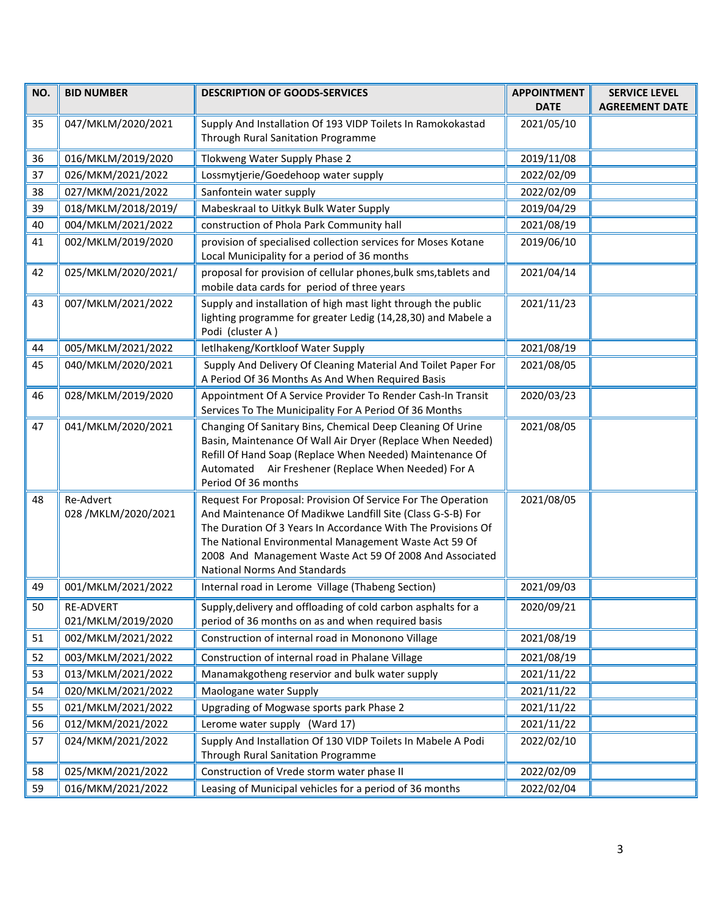| NO. | BID NUMBER | DESCRIPTION OF GOODS-SERVICES | APPOINTMENT DATE | SERVICE LEVEL AGREEMENT DATE |
|---|---|---|---|---|
| 35 | 047/MKLM/2020/2021 | Supply And Installation Of 193 VIDP Toilets In Ramokokastad Through Rural Sanitation Programme | 2021/05/10 | |
| 36 | 016/MKLM/2019/2020 | Tlokweng Water Supply Phase 2 | 2019/11/08 | |
| 37 | 026/MKM/2021/2022 | Lossmytjerie/Goedehoop water supply | 2022/02/09 | |
| 38 | 027/MKM/2021/2022 | Sanfontein water supply | 2022/02/09 | |
| 39 | 018/MKLM/2018/2019/ | Mabeskraal to Uitkyk Bulk Water Supply | 2019/04/29 | |
| 40 | 004/MKLM/2021/2022 | construction of Phola Park Community hall | 2021/08/19 | |
| 41 | 002/MKLM/2019/2020 | provision of specialised collection services for Moses Kotane Local Municipality for a period of 36 months | 2019/06/10 | |
| 42 | 025/MKLM/2020/2021/ | proposal for provision of cellular phones,bulk sms,tablets and mobile data cards for period of three years | 2021/04/14 | |
| 43 | 007/MKLM/2021/2022 | Supply and installation of high mast light through the public lighting programme for greater Ledig (14,28,30) and Mabele a Podi (cluster A ) | 2021/11/23 | |
| 44 | 005/MKLM/2021/2022 | letlhakeng/Kortkloof Water Supply | 2021/08/19 | |
| 45 | 040/MKLM/2020/2021 | Supply And Delivery Of Cleaning Material And Toilet Paper For A Period Of 36 Months As And When Required Basis | 2021/08/05 | |
| 46 | 028/MKLM/2019/2020 | Appointment Of A Service Provider To Render Cash-In Transit Services To The Municipality For A Period Of 36 Months | 2020/03/23 | |
| 47 | 041/MKLM/2020/2021 | Changing Of Sanitary Bins, Chemical Deep Cleaning Of Urine Basin, Maintenance Of Wall Air Dryer (Replace When Needed) Refill Of Hand Soap (Replace When Needed) Maintenance Of Automated Air Freshener (Replace When Needed) For A Period Of 36 months | 2021/08/05 | |
| 48 | Re-Advert 028 /MKLM/2020/2021 | Request For Proposal: Provision Of Service For The Operation And Maintenance Of Madikwe Landfill Site (Class G-S-B) For The Duration Of 3 Years In Accordance With The Provisions Of The National Environmental Management Waste Act 59 Of 2008 And Management Waste Act 59 Of 2008 And Associated National Norms And Standards | 2021/08/05 | |
| 49 | 001/MKLM/2021/2022 | Internal road in Lerome Village (Thabeng Section) | 2021/09/03 | |
| 50 | RE-ADVERT 021/MKLM/2019/2020 | Supply,delivery and offloading of cold carbon asphalts for a period of 36 months on as and when required basis | 2020/09/21 | |
| 51 | 002/MKLM/2021/2022 | Construction of internal road in Mononono Village | 2021/08/19 | |
| 52 | 003/MKLM/2021/2022 | Construction of internal road in Phalane Village | 2021/08/19 | |
| 53 | 013/MKLM/2021/2022 | Manamakgotheng reservior and bulk water supply | 2021/11/22 | |
| 54 | 020/MKLM/2021/2022 | Maologane water Supply | 2021/11/22 | |
| 55 | 021/MKLM/2021/2022 | Upgrading of Mogwase sports park Phase 2 | 2021/11/22 | |
| 56 | 012/MKM/2021/2022 | Lerome water supply (Ward 17) | 2021/11/22 | |
| 57 | 024/MKM/2021/2022 | Supply And Installation Of 130 VIDP Toilets In Mabele A Podi Through Rural Sanitation Programme | 2022/02/10 | |
| 58 | 025/MKM/2021/2022 | Construction of Vrede storm water phase II | 2022/02/09 | |
| 59 | 016/MKM/2021/2022 | Leasing of Municipal vehicles for a period of 36 months | 2022/02/04 | |